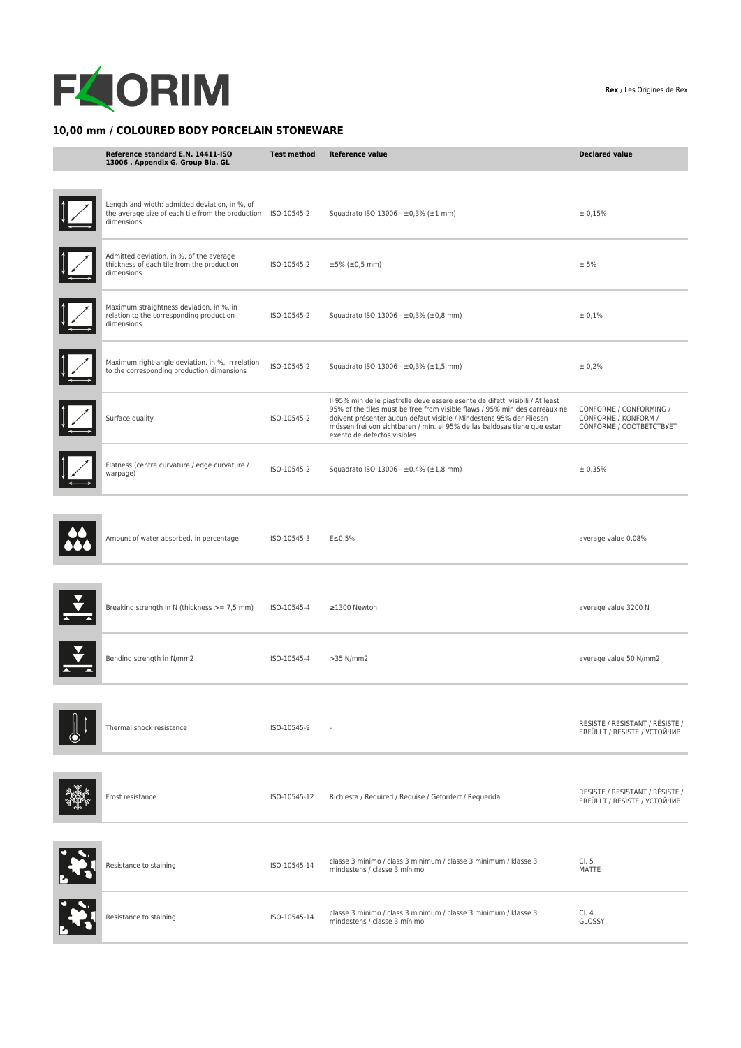FLORIM

**Rex** / Les Origines de Rex

## 10,00 mm / COLOURED BODY PORCELAIN STONEWARE

| Reference standard E.N. 14411-ISO 13006 . Appendix G. Group BIa. GL | Test method | Reference value | Declared value |
|---|---|---|---|
| Length and width: admitted deviation, in %, of the average size of each tile from the production dimensions | ISO-10545-2 | Squadrato ISO 13006 - ±0,3% (±1 mm) | ± 0,15% |
| Admitted deviation, in %, of the average thickness of each tile from the production dimensions | ISO-10545-2 | ±5% (±0,5 mm) | ± 5% |
| Maximum straightness deviation, in %, in relation to the corresponding production dimensions | ISO-10545-2 | Squadrato ISO 13006 - ±0,3% (±0,8 mm) | ± 0,1% |
| Maximum right-angle deviation, in %, in relation to the corresponding production dimensions | ISO-10545-2 | Squadrato ISO 13006 - ±0,3% (±1,5 mm) | ± 0,2% |
| Surface quality | ISO-10545-2 | Il 95% min delle piastrelle deve essere esente da difetti visibili / At least 95% of the tiles must be free from visible flaws / 95% min des carreaux ne doivent présenter aucun défaut visible / Mindestens 95% der Fliesen müssen frei von sichtbaren / mín. el 95% de las baldosas tiene que estar exento de defectos visibles | CONFORME / CONFORMING / CONFORME / KONFORM / CONFORME / СООТВЕТСТВУЕТ |
| Flatness (centre curvature / edge curvature / warpage) | ISO-10545-2 | Squadrato ISO 13006 - ±0,4% (±1,8 mm) | ± 0,35% |
| Amount of water absorbed, in percentage | ISO-10545-3 | E≤0,5% | average value 0,08% |
| Breaking strength in N (thickness >= 7,5 mm) | ISO-10545-4 | ≥1300 Newton | average value 3200 N |
| Bending strength in N/mm2 | ISO-10545-4 | >35 N/mm2 | average value 50 N/mm2 |
| Thermal shock resistance | ISO-10545-9 | - | RESISTE / RESISTANT / RÉSISTE / ERFÜLLT / RESISTE / УСТОЙЧИВ |
| Frost resistance | ISO-10545-12 | Richiesta / Required / Requise / Gefordert / Requerida | RESISTE / RESISTANT / RÉSISTE / ERFÜLLT / RESISTE / УСТОЙЧИВ |
| Resistance to staining | ISO-10545-14 | classe 3 minimo / class 3 minimum / classe 3 minimum / klasse 3 mindestens / classe 3 mínimo | Cl. 5 MATTE |
| Resistance to staining | ISO-10545-14 | classe 3 minimo / class 3 minimum / classe 3 minimum / klasse 3 mindestens / classe 3 mínimo | Cl. 4 GLOSSY |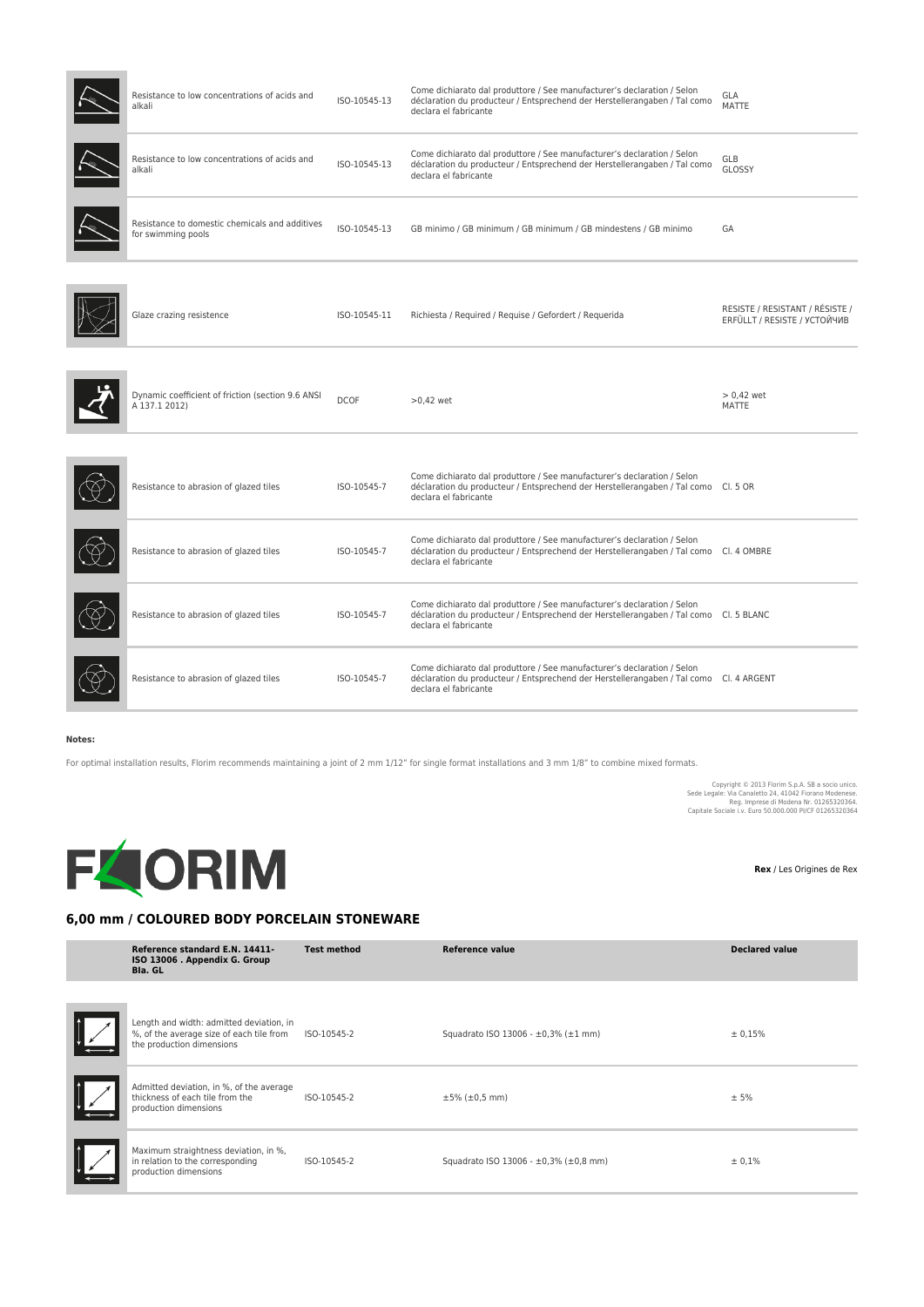| | | | |
|---|---|---|---|
| Resistance to low concentrations of acids and alkali | ISO-10545-13 | Come dichiarato dal produttore / See manufacturer's declaration / Selon déclaration du producteur / Entsprechend der Herstellerangaben / Tal como declara el fabricante | GLA MATTE |
| Resistance to low concentrations of acids and alkali | ISO-10545-13 | Come dichiarato dal produttore / See manufacturer's declaration / Selon déclaration du producteur / Entsprechend der Herstellerangaben / Tal como declara el fabricante | GLB GLOSSY |
| Resistance to domestic chemicals and additives for swimming pools | ISO-10545-13 | GB minimo / GB minimum / GB minimum / GB mindestens / GB minimo | GA |
| Glaze crazing resistence | ISO-10545-11 | Richiesta / Required / Requise / Gefordert / Requerida | RESISTE / RESISTANT / RÉSISTE / ERFÜLLT / RESISTE / УСТОЙЧИВ |
| Dynamic coefficient of friction (section 9.6 ANSI A 137.1 2012) | DCOF | >0,42 wet | > 0,42 wet MATTE |
| Resistance to abrasion of glazed tiles | ISO-10545-7 | Come dichiarato dal produttore / See manufacturer's declaration / Selon déclaration du producteur / Entsprechend der Herstellerangaben / Tal como declara el fabricante | Cl. 5 OR |
| Resistance to abrasion of glazed tiles | ISO-10545-7 | Come dichiarato dal produttore / See manufacturer's declaration / Selon déclaration du producteur / Entsprechend der Herstellerangaben / Tal como declara el fabricante | Cl. 4 OMBRE |
| Resistance to abrasion of glazed tiles | ISO-10545-7 | Come dichiarato dal produttore / See manufacturer's declaration / Selon déclaration du producteur / Entsprechend der Herstellerangaben / Tal como declara el fabricante | Cl. 5 BLANC |
| Resistance to abrasion of glazed tiles | ISO-10545-7 | Come dichiarato dal produttore / See manufacturer's declaration / Selon déclaration du producteur / Entsprechend der Herstellerangaben / Tal como declara el fabricante | Cl. 4 ARGENT |

**Notes:**

For optimal installation results, Florim recommends maintaining a joint of 2 mm 1/12" for single format installations and 3 mm 1/8" to combine mixed formats.

Copyright © 2013 Florim S.p.A. SB a socio unico.
Sede Legale: Via Canaletto 24, 41042 Fiorano Modenese.
Reg. Imprese di Modena Nr. 01265320364.
Capitale Sociale i.v. Euro 50.000.000 PI/CF 01265320364

FLORIM

**Rex** / Les Origines de Rex

## 6,00 mm / COLOURED BODY PORCELAIN STONEWARE

| Reference standard E.N. 14411-ISO 13006 . Appendix G. Group BIa. GL | Test method | Reference value | Declared value |
|---|---|---|---|
| Length and width: admitted deviation, in %, of the average size of each tile from the production dimensions | ISO-10545-2 | Squadrato ISO 13006 - ±0,3% (±1 mm) | ± 0,15% |
| Admitted deviation, in %, of the average thickness of each tile from the production dimensions | ISO-10545-2 | ±5% (±0,5 mm) | ± 5% |
| Maximum straightness deviation, in %, in relation to the corresponding production dimensions | ISO-10545-2 | Squadrato ISO 13006 - ±0,3% (±0,8 mm) | ± 0,1% |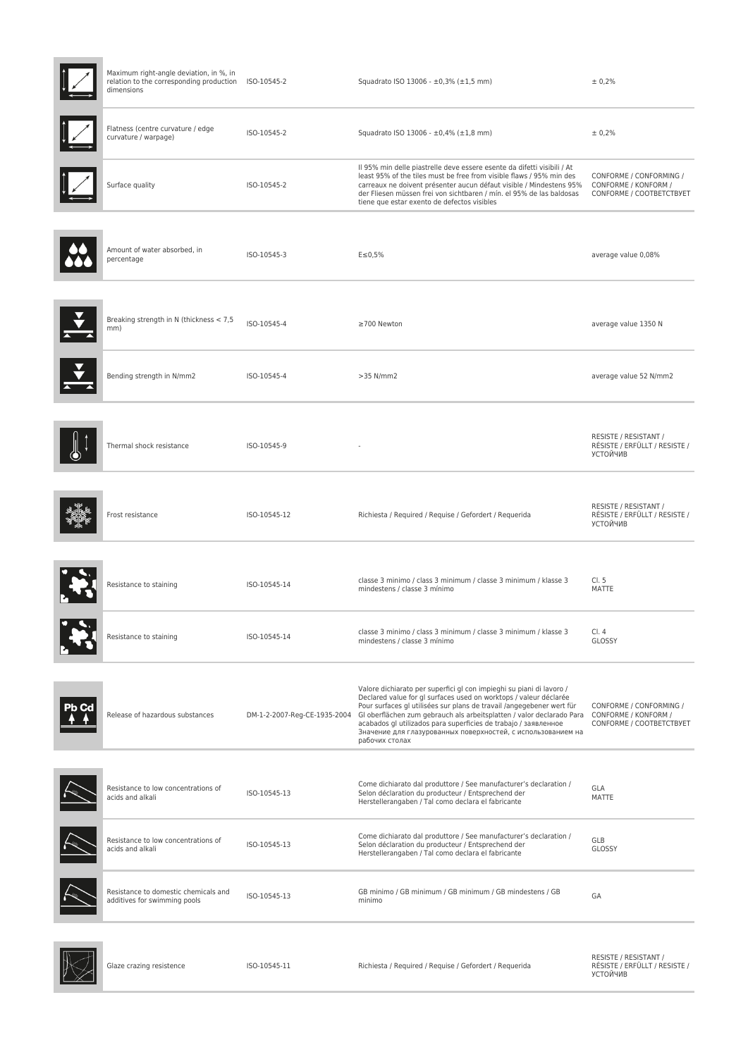| | | | | |
|---|---|---|---|---|
| | Maximum right-angle deviation, in %, in relation to the corresponding production dimensions | ISO-10545-2 | Squadrato ISO 13006 - ±0,3% (±1,5 mm) | ± 0,2% |
| | Flatness (centre curvature / edge curvature / warpage) | ISO-10545-2 | Squadrato ISO 13006 - ±0,4% (±1,8 mm) | ± 0,2% |
| | Surface quality | ISO-10545-2 | Il 95% min delle piastrelle deve essere esente da difetti visibili / At least 95% of the tiles must be free from visible flaws / 95% min des carreaux ne doivent présenter aucun défaut visible / Mindestens 95% der Fliesen müssen frei von sichtbaren / mín. el 95% de las baldosas tiene que estar exento de defectos visibles | CONFORME / CONFORMING / CONFORME / KONFORM / CONFORME / СООТВЕТСТВУЕТ |
| | Amount of water absorbed, in percentage | ISO-10545-3 | E≤0,5% | average value 0,08% |
| | Breaking strength in N (thickness < 7,5 mm) | ISO-10545-4 | ≥700 Newton | average value 1350 N |
| | Bending strength in N/mm2 | ISO-10545-4 | >35 N/mm2 | average value 52 N/mm2 |
| | Thermal shock resistance | ISO-10545-9 | - | RESISTE / RESISTANT / RÉSISTE / ERFÜLLT / RESISTE / УСТОЙЧИВ |
| | Frost resistance | ISO-10545-12 | Richiesta / Required / Requise / Gefordert / Requerida | RESISTE / RESISTANT / RÉSISTE / ERFÜLLT / RESISTE / УСТОЙЧИВ |
| | Resistance to staining | ISO-10545-14 | classe 3 minimo / class 3 minimum / classe 3 minimum / klasse 3 mindestens / classe 3 mínimo | Cl. 5 MATTE |
| | Resistance to staining | ISO-10545-14 | classe 3 minimo / class 3 minimum / classe 3 minimum / klasse 3 mindestens / classe 3 mínimo | Cl. 4 GLOSSY |
| Pb Cd | Release of hazardous substances | DM-1-2-2007-Reg-CE-1935-2004 | Valore dichiarato per superfici gl con impieghi su piani di lavoro / Declared value for gl surfaces used on worktops / valeur déclarée Pour surfaces gl utilisées sur plans de travail /angegebener wert für Gl oberflächen zum gebrauch als arbeitsplatten / valor declarado Para acabados gl utilizados para superficies de trabajo / заявленное Значение для глазурованных поверхностей, с использованием на рабочих столах | CONFORME / CONFORMING / CONFORME / KONFORM / CONFORME / СООТВЕТСТВУЕТ |
| | Resistance to low concentrations of acids and alkali | ISO-10545-13 | Come dichiarato dal produttore / See manufacturer's declaration / Selon déclaration du producteur / Entsprechend der Herstellerangaben / Tal como declara el fabricante | GLA MATTE |
| | Resistance to low concentrations of acids and alkali | ISO-10545-13 | Come dichiarato dal produttore / See manufacturer's declaration / Selon déclaration du producteur / Entsprechend der Herstellerangaben / Tal como declara el fabricante | GLB GLOSSY |
| | Resistance to domestic chemicals and additives for swimming pools | ISO-10545-13 | GB minimo / GB minimum / GB minimum / GB mindestens / GB mínimo | GA |
| | Glaze crazing resistence | ISO-10545-11 | Richiesta / Required / Requise / Gefordert / Requerida | RESISTE / RESISTANT / RÉSISTE / ERFÜLLT / RESISTE / УСТОЙЧИВ |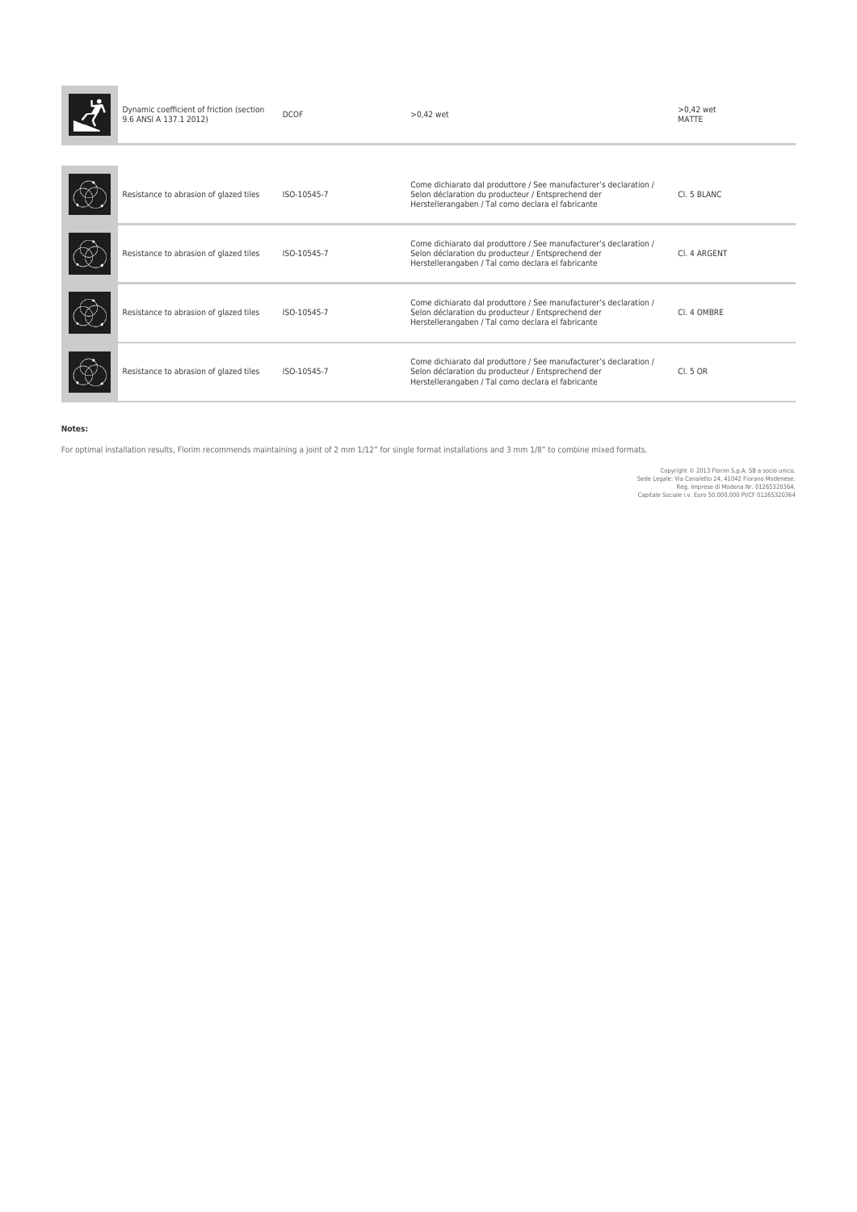| | | | | |
|---|---|---|---|---|
| | Dynamic coefficient of friction (section 9.6 ANSI A 137.1 2012) | DCOF | >0,42 wet | >0,42 wet MATTE |
| | Resistance to abrasion of glazed tiles | ISO-10545-7 | Come dichiarato dal produttore / See manufacturer's declaration / Selon déclaration du producteur / Entsprechend der Herstellerangaben / Tal como declara el fabricante | Cl. 5 BLANC |
| | Resistance to abrasion of glazed tiles | ISO-10545-7 | Come dichiarato dal produttore / See manufacturer's declaration / Selon déclaration du producteur / Entsprechend der Herstellerangaben / Tal como declara el fabricante | Cl. 4 ARGENT |
| | Resistance to abrasion of glazed tiles | ISO-10545-7 | Come dichiarato dal produttore / See manufacturer's declaration / Selon déclaration du producteur / Entsprechend der Herstellerangaben / Tal como declara el fabricante | Cl. 4 OMBRE |
| | Resistance to abrasion of glazed tiles | ISO-10545-7 | Come dichiarato dal produttore / See manufacturer's declaration / Selon déclaration du producteur / Entsprechend der Herstellerangaben / Tal como declara el fabricante | Cl. 5 OR |

**Notes:**

For optimal installation results, Florim recommends maintaining a joint of 2 mm 1/12" for single format installations and 3 mm 1/8" to combine mixed formats.

Copyright © 2013 Florim S.p.A. SB a socio unico.
Sede Legale: Via Canaletto 24, 41042 Fiorano Modenese.
Reg. Imprese di Modena Nr. 01265320364.
Capitale Sociale i.v. Euro 50.000.000 PI/CF 01265320364